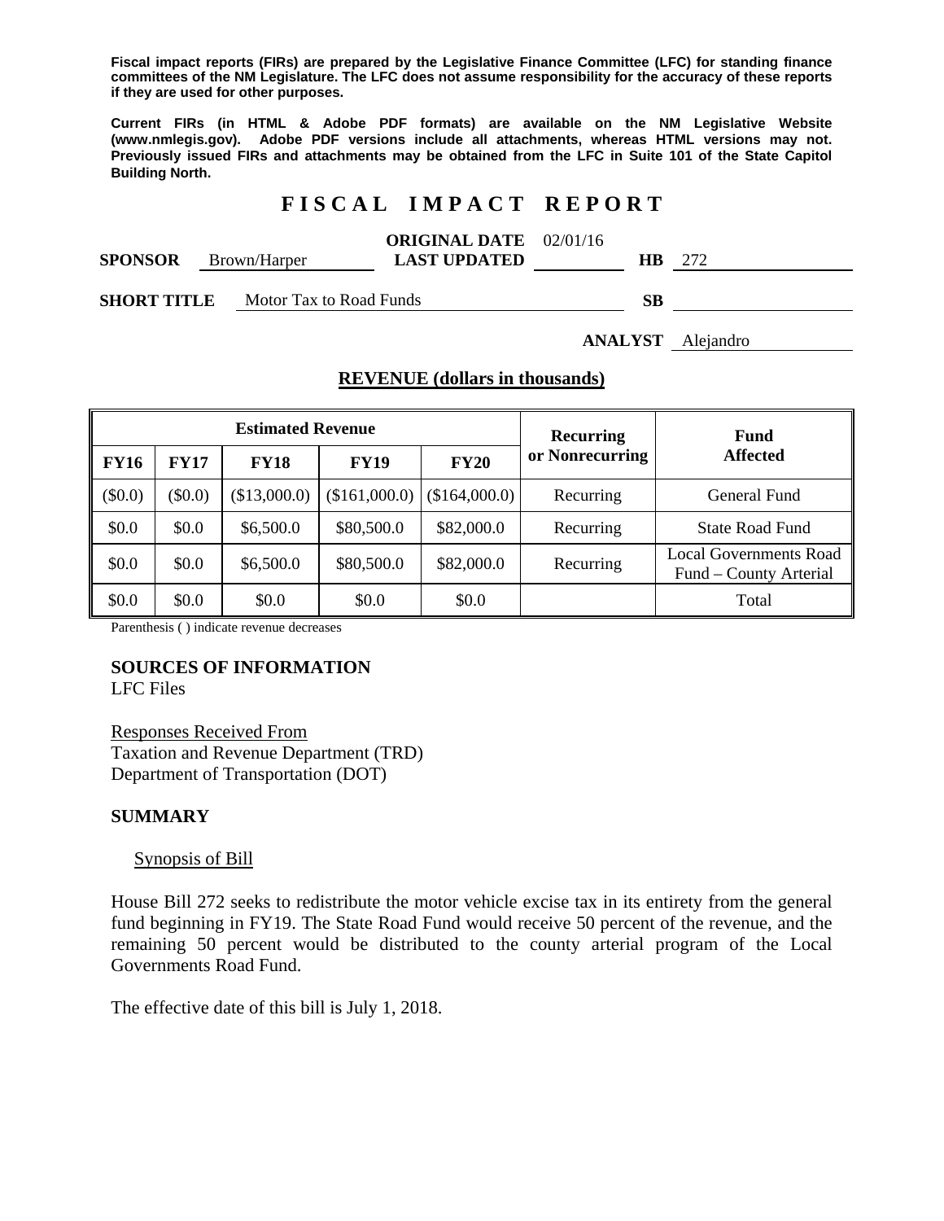**Fiscal impact reports (FIRs) are prepared by the Legislative Finance Committee (LFC) for standing finance committees of the NM Legislature. The LFC does not assume responsibility for the accuracy of these reports if they are used for other purposes.**

**Current FIRs (in HTML & Adobe PDF formats) are available on the NM Legislative Website (www.nmlegis.gov). Adobe PDF versions include all attachments, whereas HTML versions may not. Previously issued FIRs and attachments may be obtained from the LFC in Suite 101 of the State Capitol Building North.**

# F I S C A L   I M P A C T   R E P O R T

**SPONSOR** Brown/Harper  **ORIGINAL DATE** 02/01/16  **LAST UPDATED**  **HB** 272

**SHORT TITLE** Motor Tax to Road Funds  **SB**

**ANALYST** Alejandro

## REVENUE (dollars in thousands)

| Estimated Revenue | | | | | Recurring or Nonrecurring | Fund Affected |
|---|---|---|---|---|---|---|
| **FY16** | **FY17** | **FY18** | **FY19** | **FY20** | | |
| ($0.0) | ($0.0) | ($13,000.0) | ($161,000.0) | ($164,000.0) | Recurring | General Fund |
| $0.0 | $0.0 | $6,500.0 | $80,500.0 | $82,000.0 | Recurring | State Road Fund |
| $0.0 | $0.0 | $6,500.0 | $80,500.0 | $82,000.0 | Recurring | Local Governments Road Fund – County Arterial |
| $0.0 | $0.0 | $0.0 | $0.0 | $0.0 | | Total |

Parenthesis ( ) indicate revenue decreases

**SOURCES OF INFORMATION**
LFC Files

Responses Received From
Taxation and Revenue Department (TRD)
Department of Transportation (DOT)

**SUMMARY**

Synopsis of Bill

House Bill 272 seeks to redistribute the motor vehicle excise tax in its entirety from the general fund beginning in FY19. The State Road Fund would receive 50 percent of the revenue, and the remaining 50 percent would be distributed to the county arterial program of the Local Governments Road Fund.

The effective date of this bill is July 1, 2018.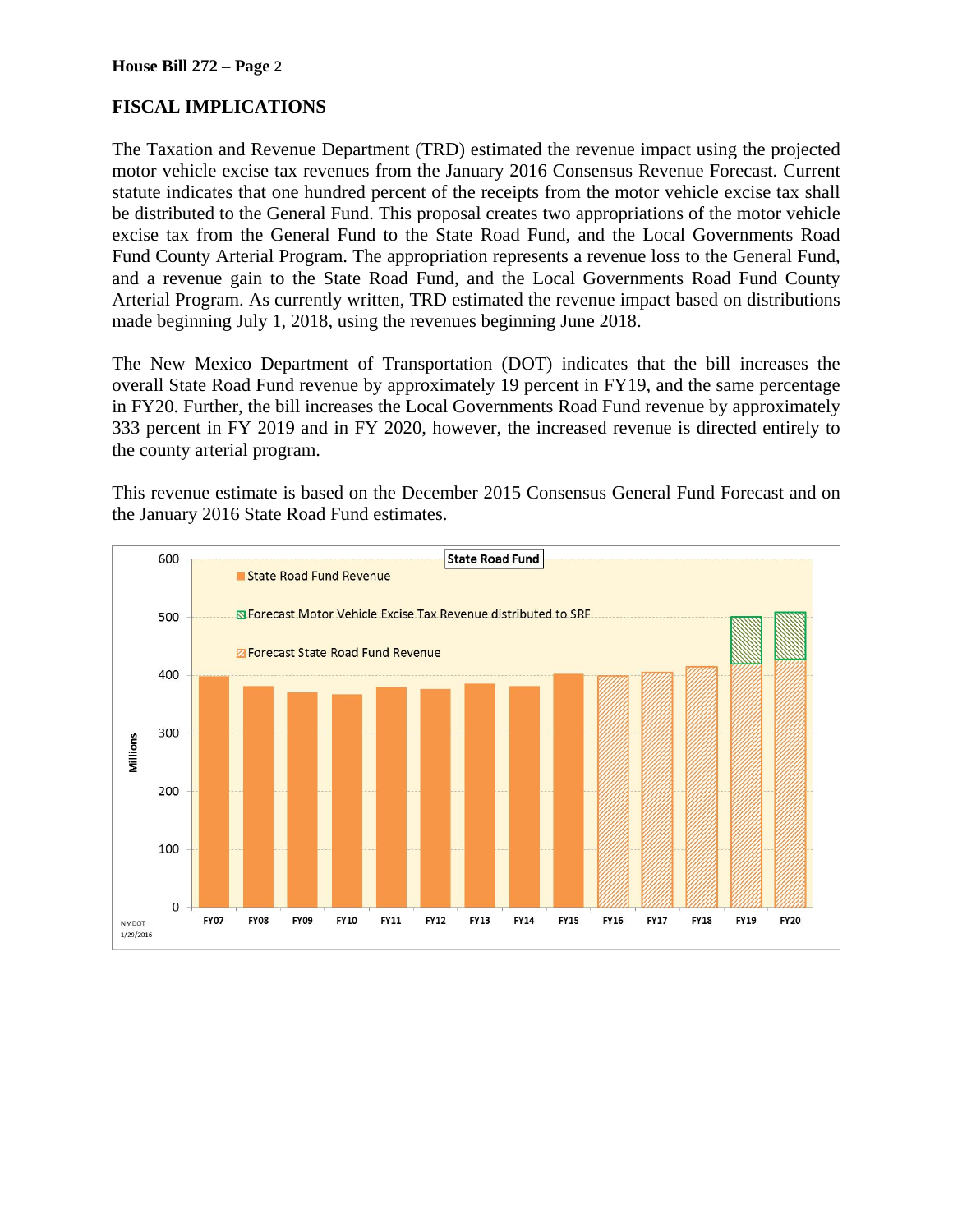## FISCAL IMPLICATIONS

The Taxation and Revenue Department (TRD) estimated the revenue impact using the projected motor vehicle excise tax revenues from the January 2016 Consensus Revenue Forecast. Current statute indicates that one hundred percent of the receipts from the motor vehicle excise tax shall be distributed to the General Fund. This proposal creates two appropriations of the motor vehicle excise tax from the General Fund to the State Road Fund, and the Local Governments Road Fund County Arterial Program. The appropriation represents a revenue loss to the General Fund, and a revenue gain to the State Road Fund, and the Local Governments Road Fund County Arterial Program. As currently written, TRD estimated the revenue impact based on distributions made beginning July 1, 2018, using the revenues beginning June 2018.

The New Mexico Department of Transportation (DOT) indicates that the bill increases the overall State Road Fund revenue by approximately 19 percent in FY19, and the same percentage in FY20. Further, the bill increases the Local Governments Road Fund revenue by approximately 333 percent in FY 2019 and in FY 2020, however, the increased revenue is directed entirely to the county arterial program.

This revenue estimate is based on the December 2015 Consensus General Fund Forecast and on the January 2016 State Road Fund estimates.

**State Road Fund**

- State Road Fund Revenue
- Forecast Motor Vehicle Excise Tax Revenue distributed to SRF
- Forecast State Road Fund Revenue

Millions; FY07–FY20 (y-axis 0–600)

NMDOT
1/29/2016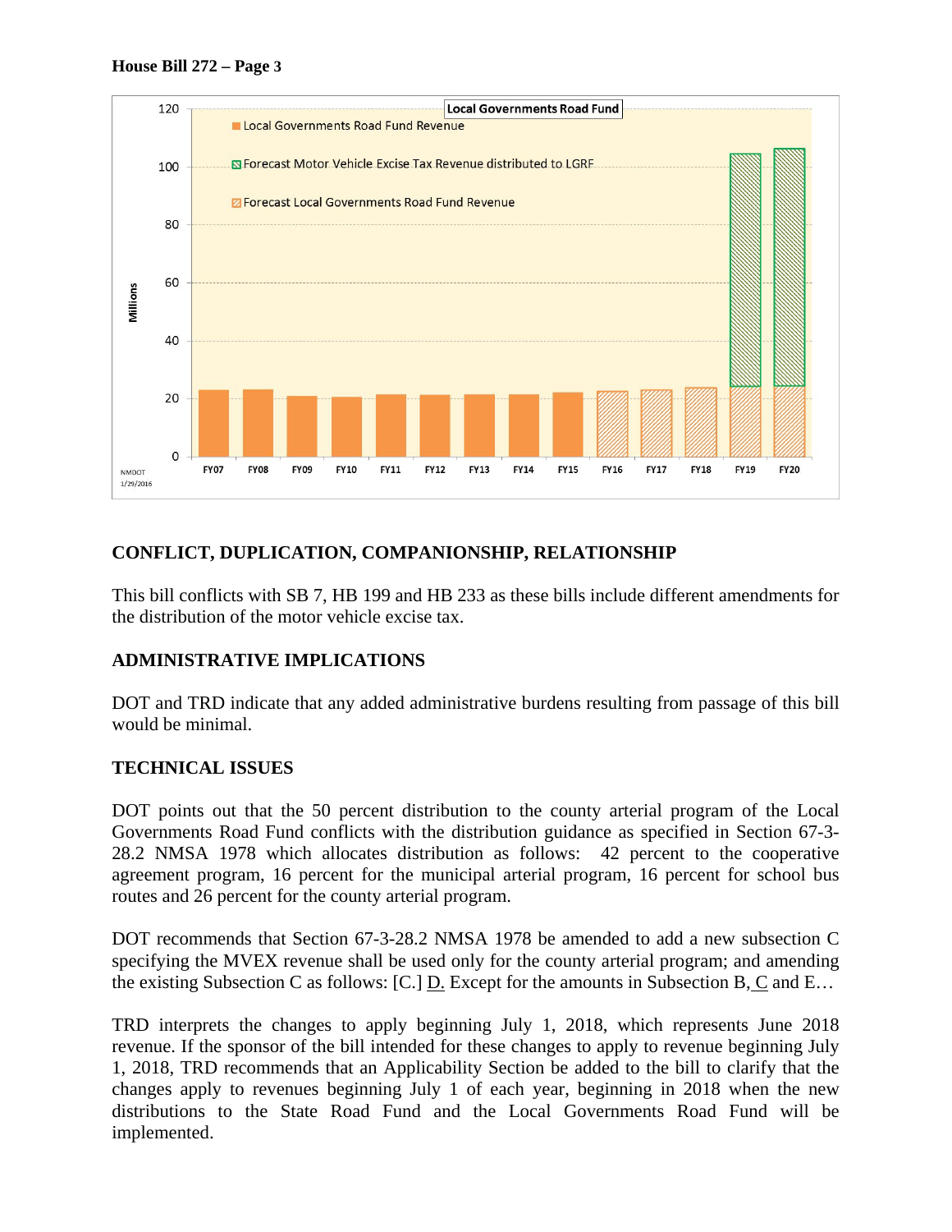Local Governments Road Fund

- Local Governments Road Fund Revenue
- Forecast Motor Vehicle Excise Tax Revenue distributed to LGRF
- Forecast Local Governments Road Fund Revenue

Millions

NMDOT 1/29/2016

## CONFLICT, DUPLICATION, COMPANIONSHIP, RELATIONSHIP

This bill conflicts with SB 7, HB 199 and HB 233 as these bills include different amendments for the distribution of the motor vehicle excise tax.

## ADMINISTRATIVE IMPLICATIONS

DOT and TRD indicate that any added administrative burdens resulting from passage of this bill would be minimal.

## TECHNICAL ISSUES

DOT points out that the 50 percent distribution to the county arterial program of the Local Governments Road Fund conflicts with the distribution guidance as specified in Section 67-3-28.2 NMSA 1978 which allocates distribution as follows: 42 percent to the cooperative agreement program, 16 percent for the municipal arterial program, 16 percent for school bus routes and 26 percent for the county arterial program.

DOT recommends that Section 67-3-28.2 NMSA 1978 be amended to add a new subsection C specifying the MVEX revenue shall be used only for the county arterial program; and amending the existing Subsection C as follows: [C.] D. Except for the amounts in Subsection B, C and E…

TRD interprets the changes to apply beginning July 1, 2018, which represents June 2018 revenue. If the sponsor of the bill intended for these changes to apply to revenue beginning July 1, 2018, TRD recommends that an Applicability Section be added to the bill to clarify that the changes apply to revenues beginning July 1 of each year, beginning in 2018 when the new distributions to the State Road Fund and the Local Governments Road Fund will be implemented.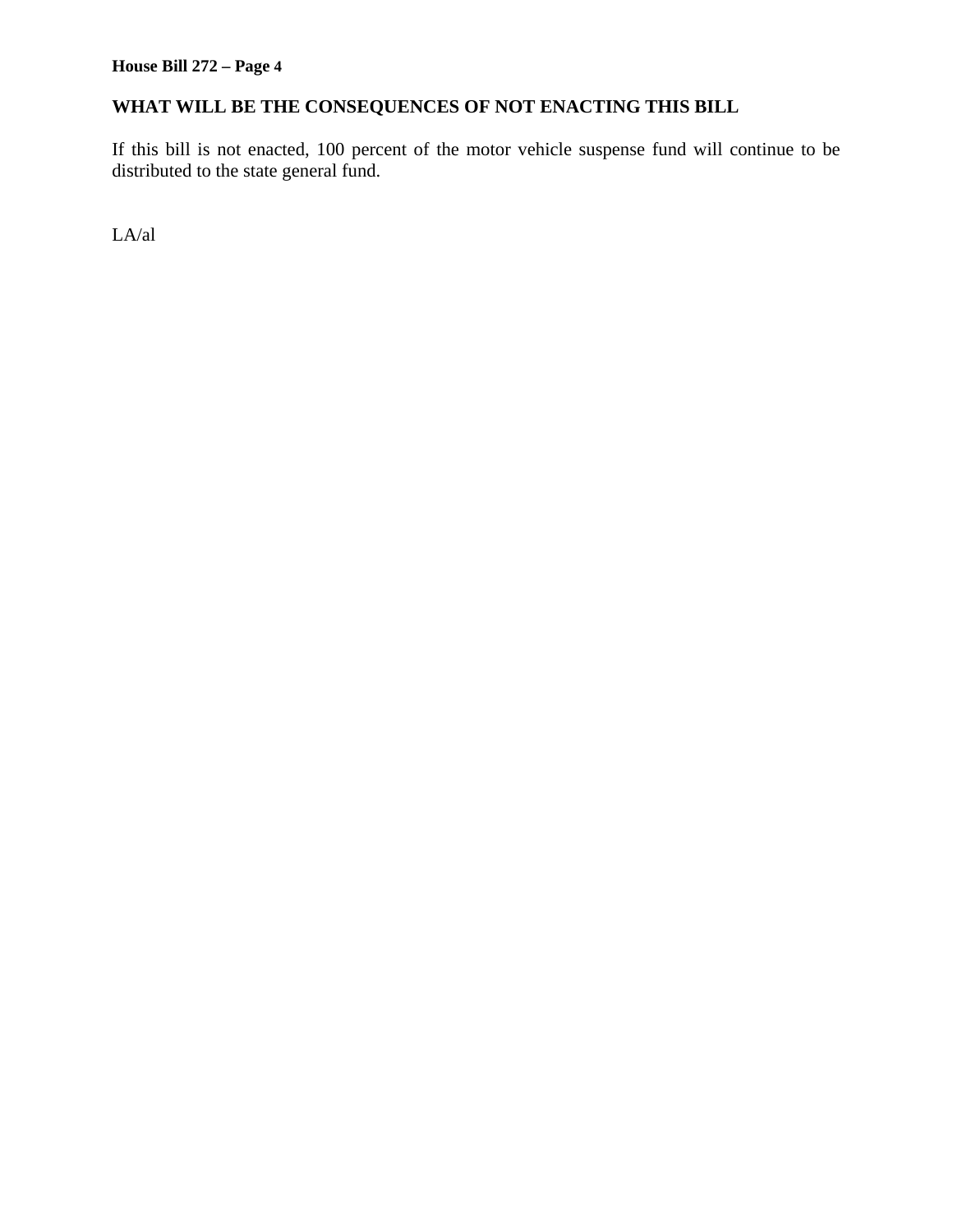## WHAT WILL BE THE CONSEQUENCES OF NOT ENACTING THIS BILL

If this bill is not enacted, 100 percent of the motor vehicle suspense fund will continue to be distributed to the state general fund.

LA/al